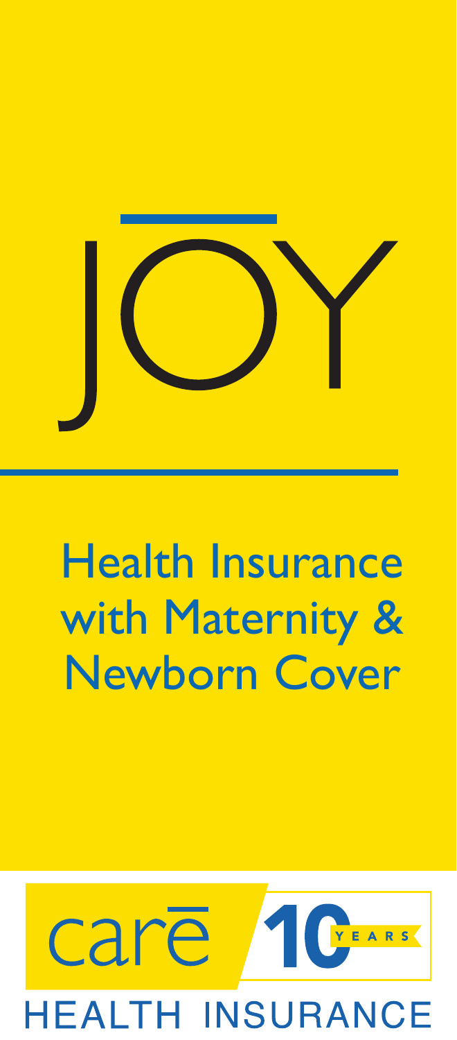# JOY

## Health Insurance with Maternity & Newborn Cover

care 10 YEARS

HEALTH INSURANCE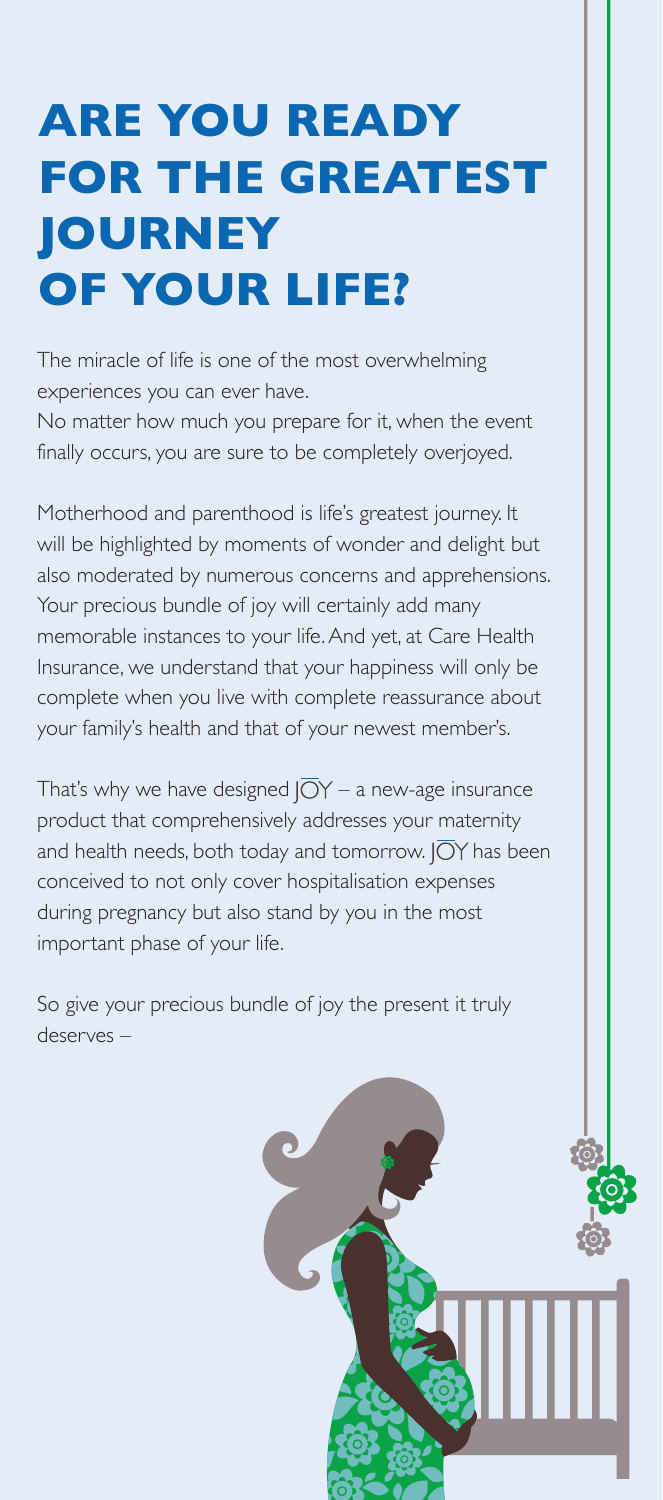# ARE YOU READY FOR THE GREATEST JOURNEY OF YOUR LIFE?

The miracle of life is one of the most overwhelming experiences you can ever have.
No matter how much you prepare for it, when the event finally occurs, you are sure to be completely overjoyed.

Motherhood and parenthood is life's greatest journey. It will be highlighted by moments of wonder and delight but also moderated by numerous concerns and apprehensions. Your precious bundle of joy will certainly add many memorable instances to your life. And yet, at Care Health Insurance, we understand that your happiness will only be complete when you live with complete reassurance about your family's health and that of your newest member's.

That's why we have designed JOY – a new-age insurance product that comprehensively addresses your maternity and health needs, both today and tomorrow. JOY has been conceived to not only cover hospitalisation expenses during pregnancy but also stand by you in the most important phase of your life.

So give your precious bundle of joy the present it truly deserves –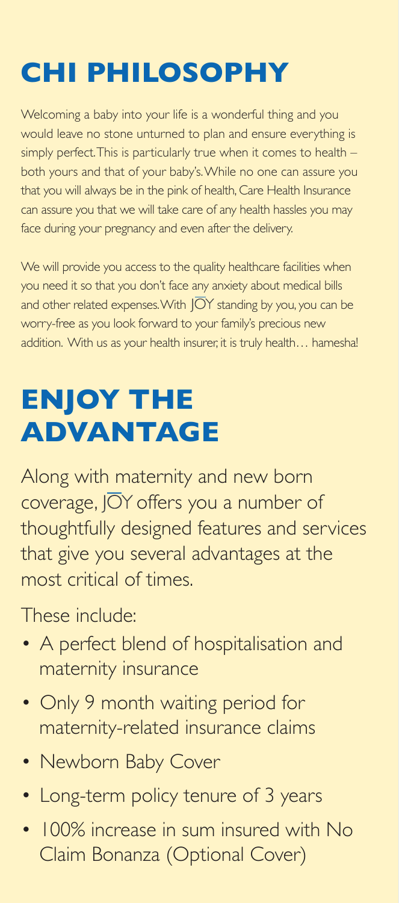# CHI PHILOSOPHY

Welcoming a baby into your life is a wonderful thing and you would leave no stone unturned to plan and ensure everything is simply perfect. This is particularly true when it comes to health – both yours and that of your baby's. While no one can assure you that you will always be in the pink of health, Care Health Insurance can assure you that we will take care of any health hassles you may face during your pregnancy and even after the delivery.

We will provide you access to the quality healthcare facilities when you need it so that you don't face any anxiety about medical bills and other related expenses. With JŌY standing by you, you can be worry-free as you look forward to your family's precious new addition. With us as your health insurer, it is truly health… hamesha!

# ENJOY THE ADVANTAGE

Along with maternity and new born coverage, JŌY offers you a number of thoughtfully designed features and services that give you several advantages at the most critical of times.

These include:

- A perfect blend of hospitalisation and maternity insurance
- Only 9 month waiting period for maternity-related insurance claims
- Newborn Baby Cover
- Long-term policy tenure of 3 years
- 100% increase in sum insured with No Claim Bonanza (Optional Cover)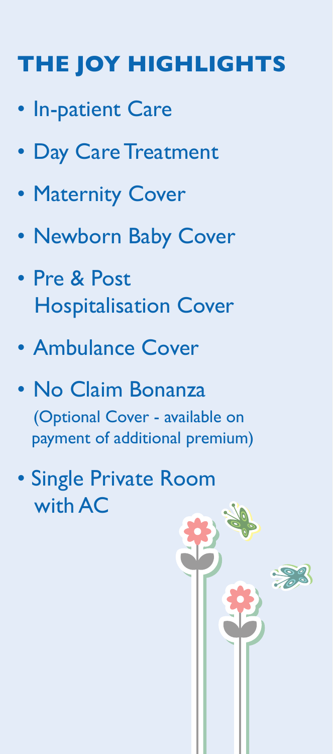## THE JOY HIGHLIGHTS

- In-patient Care
- Day Care Treatment
- Maternity Cover
- Newborn Baby Cover
- Pre & Post Hospitalisation Cover
- Ambulance Cover
- No Claim Bonanza (Optional Cover - available on payment of additional premium)
- Single Private Room with AC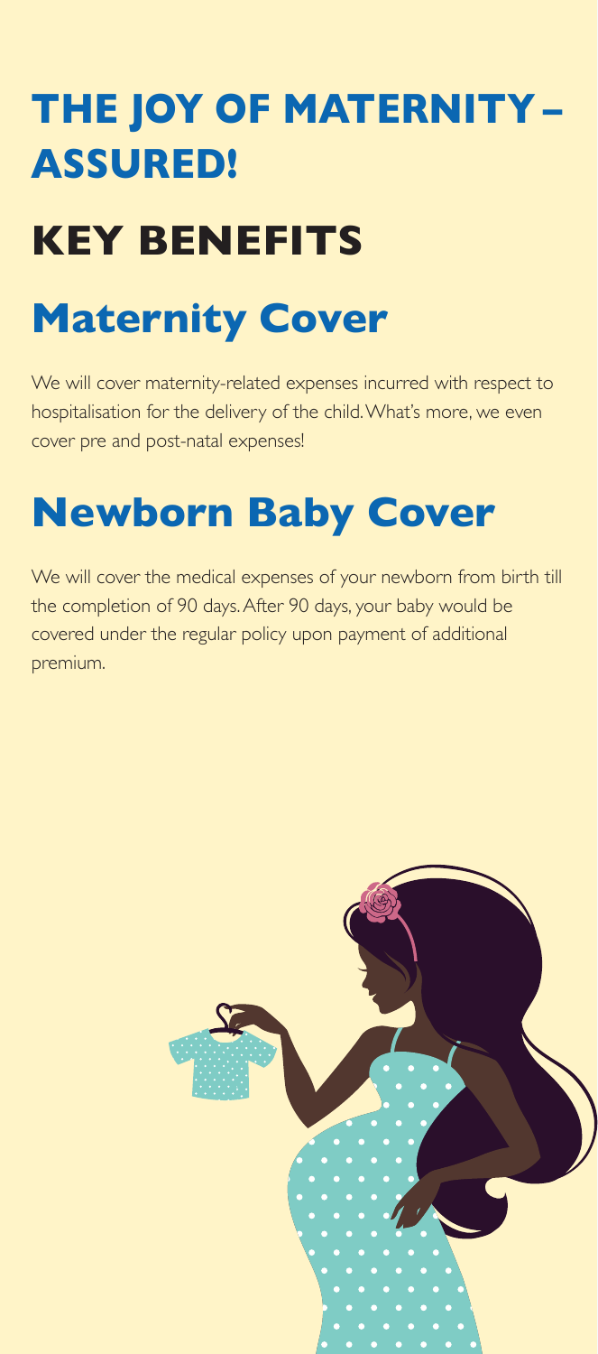# THE JOY OF MATERNITY – ASSURED!

## KEY BENEFITS

### Maternity Cover

We will cover maternity-related expenses incurred with respect to hospitalisation for the delivery of the child. What's more, we even cover pre and post-natal expenses!

### Newborn Baby Cover

We will cover the medical expenses of your newborn from birth till the completion of 90 days. After 90 days, your baby would be covered under the regular policy upon payment of additional premium.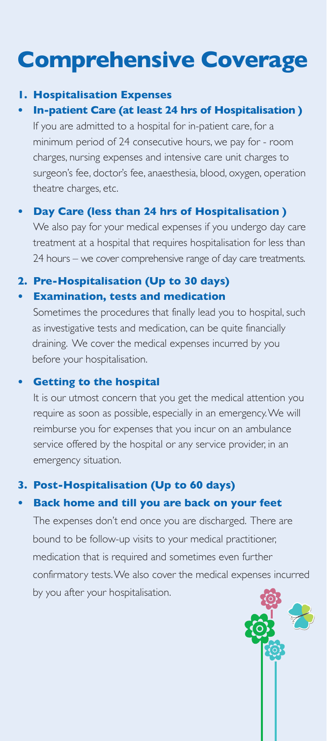# Comprehensive Coverage

## 1. Hospitalisation Expenses

- **In-patient Care (at least 24 hrs of Hospitalisation )**

If you are admitted to a hospital for in-patient care, for a minimum period of 24 consecutive hours, we pay for - room charges, nursing expenses and intensive care unit charges to surgeon's fee, doctor's fee, anaesthesia, blood, oxygen, operation theatre charges, etc.

- **Day Care (less than 24 hrs of Hospitalisation )**

We also pay for your medical expenses if you undergo day care treatment at a hospital that requires hospitalisation for less than 24 hours – we cover comprehensive range of day care treatments.

## 2. Pre-Hospitalisation (Up to 30 days)

- **Examination, tests and medication**

Sometimes the procedures that finally lead you to hospital, such as investigative tests and medication, can be quite financially draining. We cover the medical expenses incurred by you before your hospitalisation.

- **Getting to the hospital**

It is our utmost concern that you get the medical attention you require as soon as possible, especially in an emergency. We will reimburse you for expenses that you incur on an ambulance service offered by the hospital or any service provider, in an emergency situation.

## 3. Post-Hospitalisation (Up to 60 days)

- **Back home and till you are back on your feet**

The expenses don't end once you are discharged. There are bound to be follow-up visits to your medical practitioner, medication that is required and sometimes even further confirmatory tests. We also cover the medical expenses incurred by you after your hospitalisation.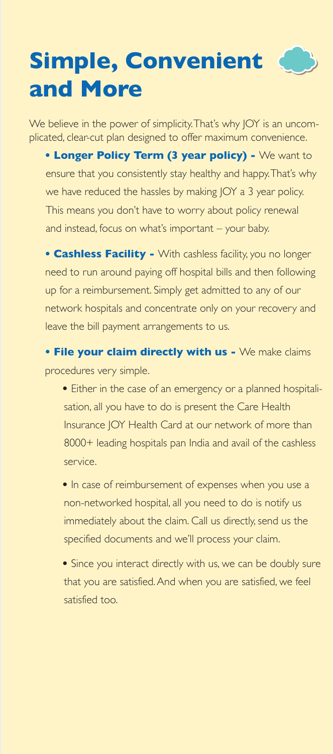# Simple, Convenient and More

We believe in the power of simplicity. That's why JOY is an uncomplicated, clear-cut plan designed to offer maximum convenience.

- **Longer Policy Term (3 year policy) -** We want to ensure that you consistently stay healthy and happy. That's why we have reduced the hassles by making JOY a 3 year policy. This means you don't have to worry about policy renewal and instead, focus on what's important – your baby.

- **Cashless Facility -** With cashless facility, you no longer need to run around paying off hospital bills and then following up for a reimbursement. Simply get admitted to any of our network hospitals and concentrate only on your recovery and leave the bill payment arrangements to us.

- **File your claim directly with us -** We make claims procedures very simple.

  - Either in the case of an emergency or a planned hospitalisation, all you have to do is present the Care Health Insurance JOY Health Card at our network of more than 8000+ leading hospitals pan India and avail of the cashless service.

  - In case of reimbursement of expenses when you use a non-networked hospital, all you need to do is notify us immediately about the claim. Call us directly, send us the specified documents and we'll process your claim.

  - Since you interact directly with us, we can be doubly sure that you are satisfied. And when you are satisfied, we feel satisfied too.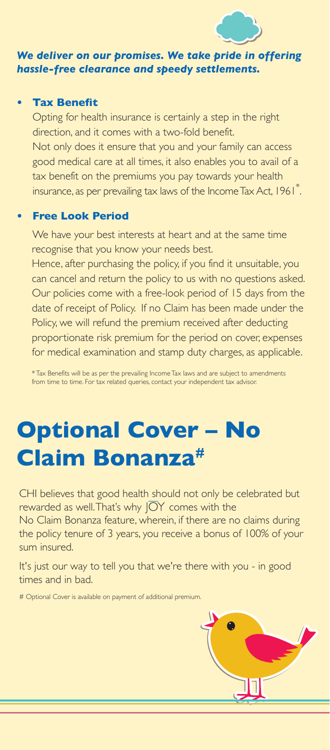***We deliver on our promises. We take pride in offering hassle-free clearance and speedy settlements.***

- **Tax Benefit**

  Opting for health insurance is certainly a step in the right direction, and it comes with a two-fold benefit.
  Not only does it ensure that you and your family can access good medical care at all times, it also enables you to avail of a tax benefit on the premiums you pay towards your health insurance, as per prevailing tax laws of the Income Tax Act, 1961*.

- **Free Look Period**

  We have your best interests at heart and at the same time recognise that you know your needs best.
  Hence, after purchasing the policy, if you find it unsuitable, you can cancel and return the policy to us with no questions asked. Our policies come with a free-look period of 15 days from the date of receipt of Policy. If no Claim has been made under the Policy, we will refund the premium received after deducting proportionate risk premium for the period on cover, expenses for medical examination and stamp duty charges, as applicable.

* Tax Benefits will be as per the prevailing Income Tax laws and are subject to amendments from time to time. For tax related queries, contact your independent tax advisor.

# Optional Cover – No Claim Bonanza#

CHI believes that good health should not only be celebrated but rewarded as well. That's why JOY comes with the No Claim Bonanza feature, wherein, if there are no claims during the policy tenure of 3 years, you receive a bonus of 100% of your sum insured.

It's just our way to tell you that we're there with you - in good times and in bad.

# Optional Cover is available on payment of additional premium.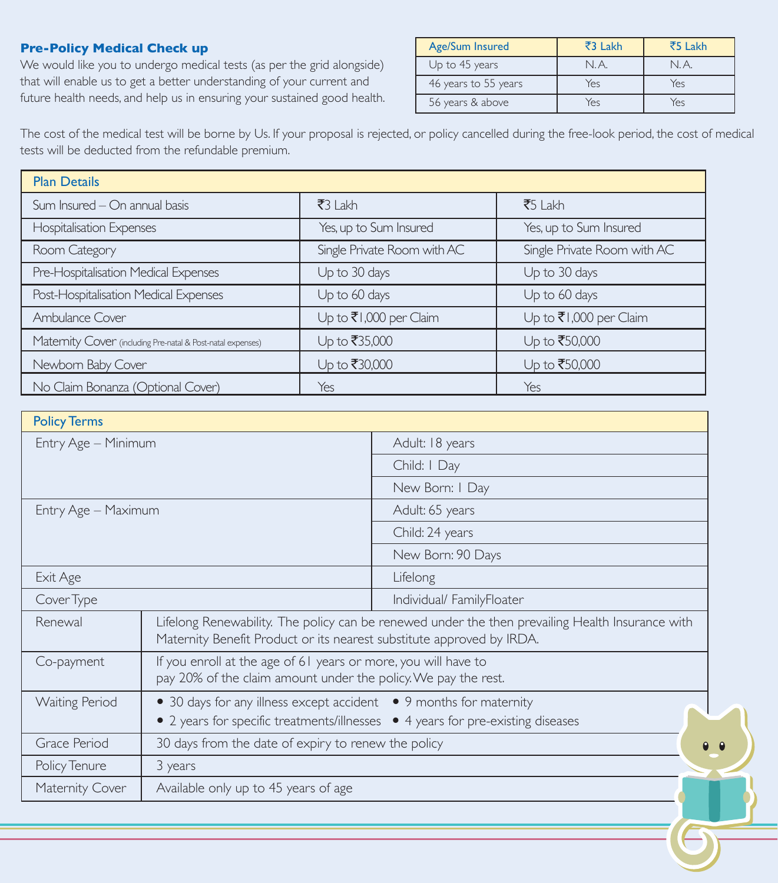## Pre-Policy Medical Check up

We would like you to undergo medical tests (as per the grid alongside) that will enable us to get a better understanding of your current and future health needs, and help us in ensuring your sustained good health.

| Age/Sum Insured | ₹3 Lakh | ₹5 Lakh |
|---|---|---|
| Up to 45 years | N.A. | N.A. |
| 46 years to 55 years | Yes | Yes |
| 56 years & above | Yes | Yes |

The cost of the medical test will be borne by Us. If your proposal is rejected, or policy cancelled during the free-look period, the cost of medical tests will be deducted from the refundable premium.

| Plan Details | | |
|---|---|---|
| Sum Insured – On annual basis | ₹3 Lakh | ₹5 Lakh |
| Hospitalisation Expenses | Yes, up to Sum Insured | Yes, up to Sum Insured |
| Room Category | Single Private Room with AC | Single Private Room with AC |
| Pre-Hospitalisation Medical Expenses | Up to 30 days | Up to 30 days |
| Post-Hospitalisation Medical Expenses | Up to 60 days | Up to 60 days |
| Ambulance Cover | Up to ₹1,000 per Claim | Up to ₹1,000 per Claim |
| Maternity Cover (including Pre-natal & Post-natal expenses) | Up to ₹35,000 | Up to ₹50,000 |
| Newborn Baby Cover | Up to ₹30,000 | Up to ₹50,000 |
| No Claim Bonanza (Optional Cover) | Yes | Yes |

| Policy Terms | |
|---|---|
| Entry Age – Minimum | Adult: 18 years |
| | Child: 1 Day |
| | New Born: 1 Day |
| Entry Age – Maximum | Adult: 65 years |
| | Child: 24 years |
| | New Born: 90 Days |
| Exit Age | Lifelong |
| Cover Type | Individual/ FamilyFloater |
| Renewal | Lifelong Renewability. The policy can be renewed under the then prevailing Health Insurance with Maternity Benefit Product or its nearest substitute approved by IRDA. |
| Co-payment | If you enroll at the age of 61 years or more, you will have to pay 20% of the claim amount under the policy. We pay the rest. |
| Waiting Period | • 30 days for any illness except accident • 9 months for maternity • 2 years for specific treatments/illnesses • 4 years for pre-existing diseases |
| Grace Period | 30 days from the date of expiry to renew the policy |
| Policy Tenure | 3 years |
| Maternity Cover | Available only up to 45 years of age |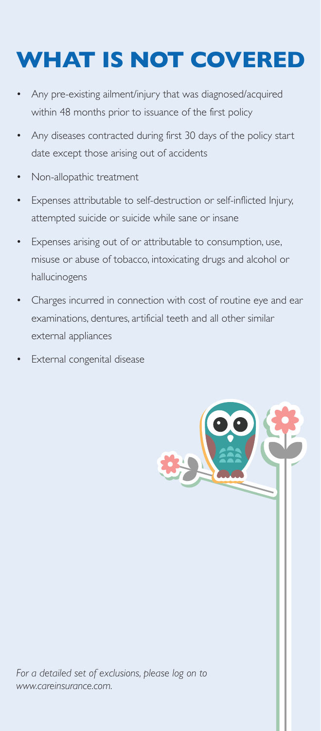# WHAT IS NOT COVERED

- Any pre-existing ailment/injury that was diagnosed/acquired within 48 months prior to issuance of the first policy
- Any diseases contracted during first 30 days of the policy start date except those arising out of accidents
- Non-allopathic treatment
- Expenses attributable to self-destruction or self-inflicted Injury, attempted suicide or suicide while sane or insane
- Expenses arising out of or attributable to consumption, use, misuse or abuse of tobacco, intoxicating drugs and alcohol or hallucinogens
- Charges incurred in connection with cost of routine eye and ear examinations, dentures, artificial teeth and all other similar external appliances
- External congenital disease

*For a detailed set of exclusions, please log on to www.careinsurance.com.*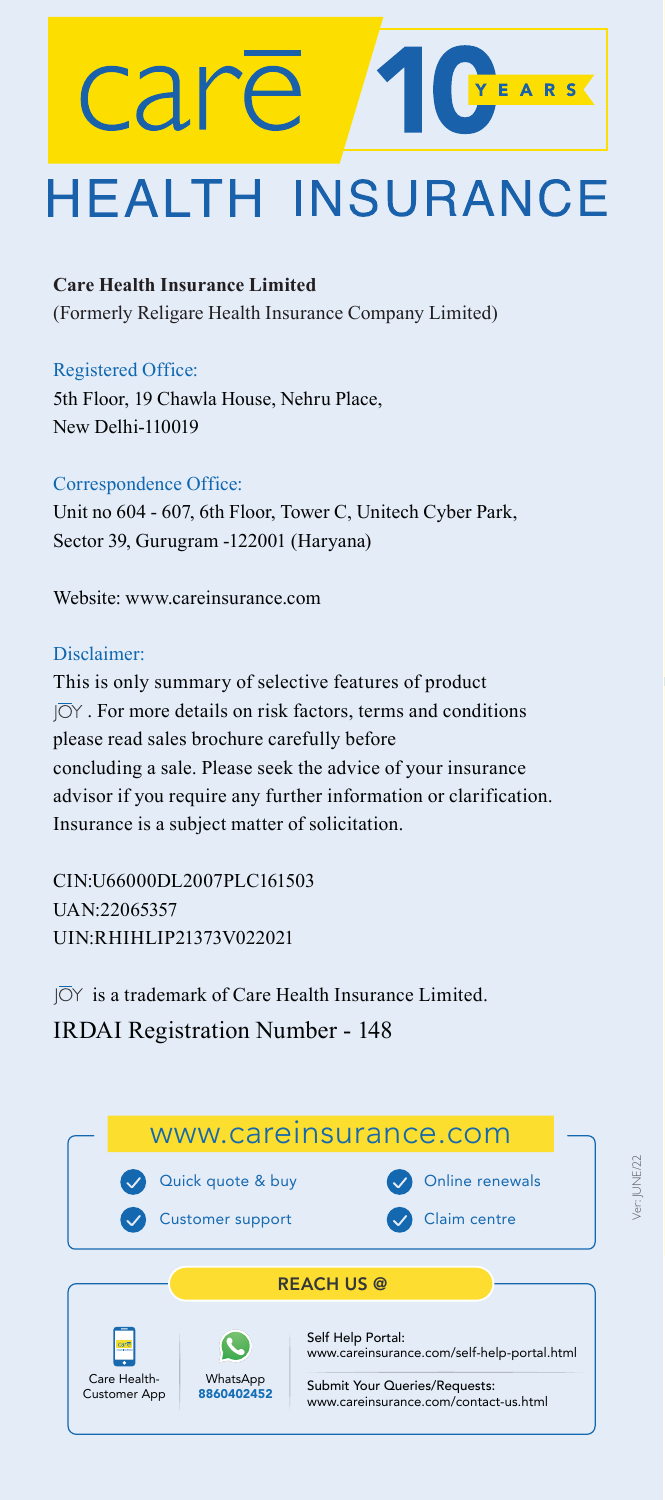# care 10 YEARS

# HEALTH INSURANCE

**Care Health Insurance Limited**
(Formerly Religare Health Insurance Company Limited)

Registered Office:
5th Floor, 19 Chawla House, Nehru Place,
New Delhi-110019

Correspondence Office:
Unit no 604 - 607, 6th Floor, Tower C, Unitech Cyber Park,
Sector 39, Gurugram -122001 (Haryana)

Website: www.careinsurance.com

Disclaimer:
This is only summary of selective features of product JOY. For more details on risk factors, terms and conditions please read sales brochure carefully before concluding a sale. Please seek the advice of your insurance advisor if you require any further information or clarification. Insurance is a subject matter of solicitation.

CIN:U66000DL2007PLC161503
UAN:22065357
UIN:RHIHLIP21373V022021

JOY is a trademark of Care Health Insurance Limited.
IRDAI Registration Number - 148

## www.careinsurance.com

- Quick quote & buy
- Online renewals
- Customer support
- Claim centre

Ver: JUNE/22

## REACH US @

Care Health-Customer App

WhatsApp 8860402452

Self Help Portal:
www.careinsurance.com/self-help-portal.html

Submit Your Queries/Requests:
www.careinsurance.com/contact-us.html